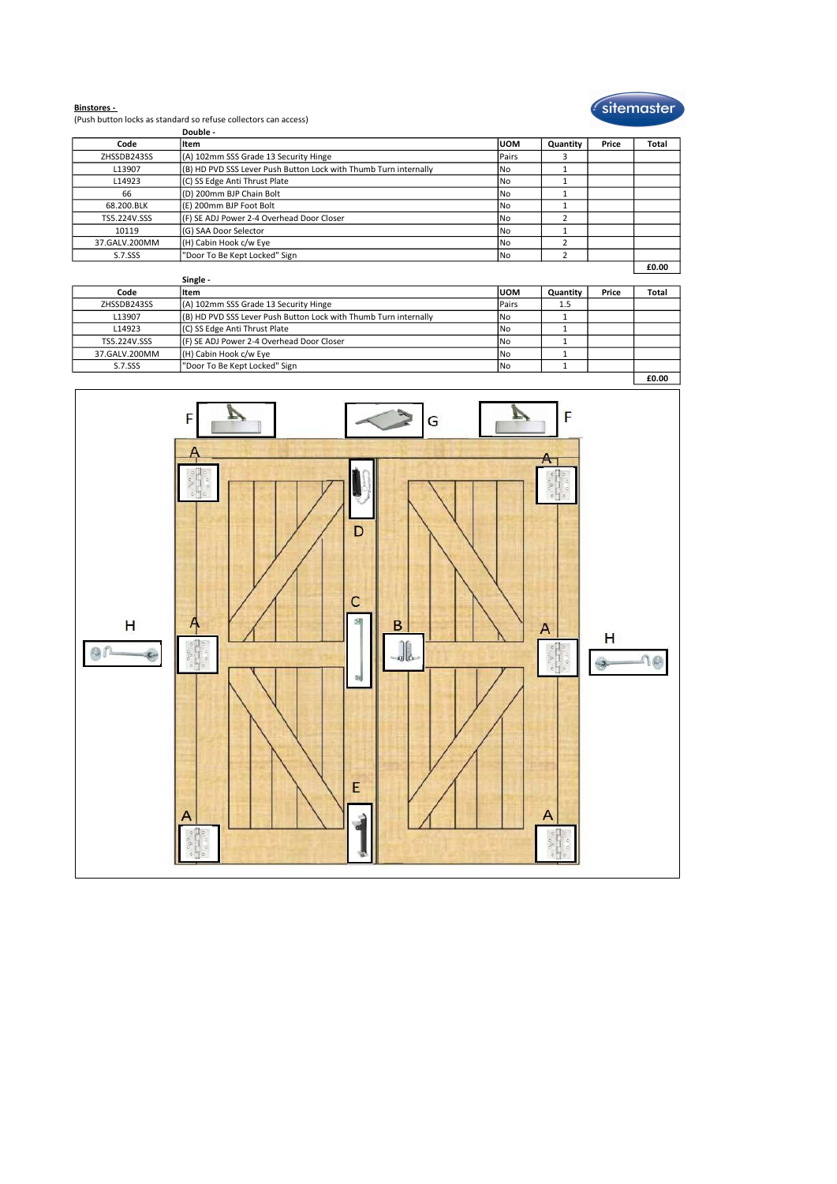**Binstores -**

(Push button locks as standard so refuse collectors can access)

**Double -**

| Code | Item | UOM | Quantity | Price | Total |
|---|---|---|---|---|---|
| ZHSSDB243SS | (A) 102mm SSS Grade 13 Security Hinge | Pairs | 3 | | |
| L13907 | (B) HD PVD SSS Lever Push Button Lock with Thumb Turn internally | No | 1 | | |
| L14923 | (C) SS Edge Anti Thrust Plate | No | 1 | | |
| 66 | (D) 200mm BJP Chain Bolt | No | 1 | | |
| 68.200.BLK | (E) 200mm BJP Foot Bolt | No | 1 | | |
| TS5.224V.SSS | (F) SE ADJ Power 2-4 Overhead Door Closer | No | 2 | | |
| 10119 | (G) SAA Door Selector | No | 1 | | |
| 37.GALV.200MM | (H) Cabin Hook c/w Eye | No | 2 | | |
| S.7.SSS | "Door To Be Kept Locked" Sign | No | 2 | | |
| | | | | | **£0.00** |

**Single -**

| Code | Item | UOM | Quantity | Price | Total |
|---|---|---|---|---|---|
| ZHSSDB243SS | (A) 102mm SSS Grade 13 Security Hinge | Pairs | 1.5 | | |
| L13907 | (B) HD PVD SSS Lever Push Button Lock with Thumb Turn internally | No | 1 | | |
| L14923 | (C) SS Edge Anti Thrust Plate | No | 1 | | |
| TS5.224V.SSS | (F) SE ADJ Power 2-4 Overhead Door Closer | No | 1 | | |
| 37.GALV.200MM | (H) Cabin Hook c/w Eye | No | 1 | | |
| S.7.SSS | "Door To Be Kept Locked" Sign | No | 1 | | |
| | | | | | **£0.00** |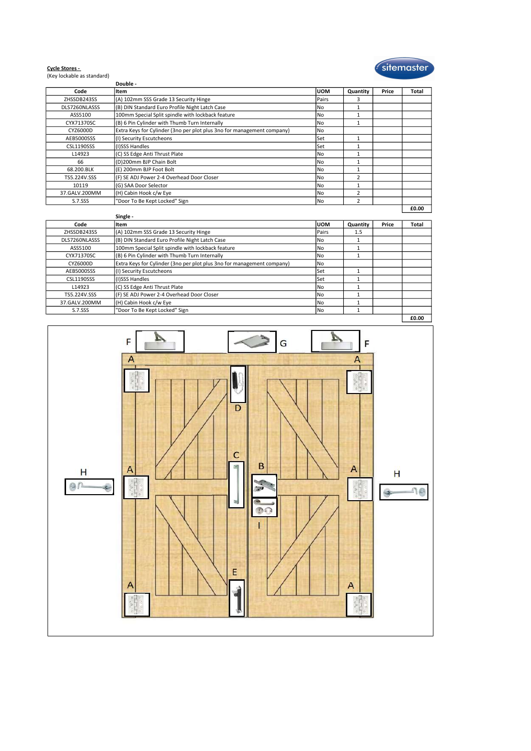**Cycle Stores -**
(Key lockable as standard)

**Double -**

| Code | Item | UOM | Quantity | Price | Total |
|---|---|---|---|---|---|
| ZHSSDB243SS | (A) 102mm SSS Grade 13 Security Hinge | Pairs | 3 | | |
| DLS7260NLASSS | (B) DIN Standard Euro Profile Night Latch Case | No | 1 | | |
| ASS5100 | 100mm Special Split spindle with lockback feature | No | 1 | | |
| CYX71370SC | (B) 6 Pin Cylinder with Thumb Turn Internally | No | 1 | | |
| CYZ6000D | Extra Keys for Cylinder (3no per plot plus 3no for management company) | No | | | |
| AEB5000SSS | (I) Security Escutcheons | Set | 1 | | |
| CSL1190SSS | (I)SSS Handles | Set | 1 | | |
| L14923 | (C) SS Edge Anti Thrust Plate | No | 1 | | |
| 66 | (D)200mm BJP Chain Bolt | No | 1 | | |
| 68.200.BLK | (E) 200mm BJP Foot Bolt | No | 1 | | |
| TS5.224V.SSS | (F) SE ADJ Power 2-4 Overhead Door Closer | No | 2 | | |
| 10119 | (G) SAA Door Selector | No | 1 | | |
| 37.GALV.200MM | (H) Cabin Hook c/w Eye | No | 2 | | |
| S.7.SSS | "Door To Be Kept Locked" Sign | No | 2 | | |
| | | | | | **£0.00** |

**Single -**

| Code | Item | UOM | Quantity | Price | Total |
|---|---|---|---|---|---|
| ZHSSDB243SS | (A) 102mm SSS Grade 13 Security Hinge | Pairs | 1.5 | | |
| DLS7260NLASSS | (B) DIN Standard Euro Profile Night Latch Case | No | 1 | | |
| ASS5100 | 100mm Special Split spindle with lockback feature | No | 1 | | |
| CYX71370SC | (B) 6 Pin Cylinder with Thumb Turn Internally | No | 1 | | |
| CYZ6000D | Extra Keys for Cylinder (3no per plot plus 3no for management company) | No | | | |
| AEB5000SSS | (I) Security Escutcheons | Set | 1 | | |
| CSL1190SSS | (I)SSS Handles | Set | 1 | | |
| L14923 | (C) SS Edge Anti Thrust Plate | No | 1 | | |
| TS5.224V.SSS | (F) SE ADJ Power 2-4 Overhead Door Closer | No | 1 | | |
| 37.GALV.200MM | (H) Cabin Hook c/w Eye | No | 1 | | |
| S.7.SSS | "Door To Be Kept Locked" Sign | No | 1 | | |
| | | | | | **£0.00** |

F G F
A A
D
C B
H A A H
I
E
A A